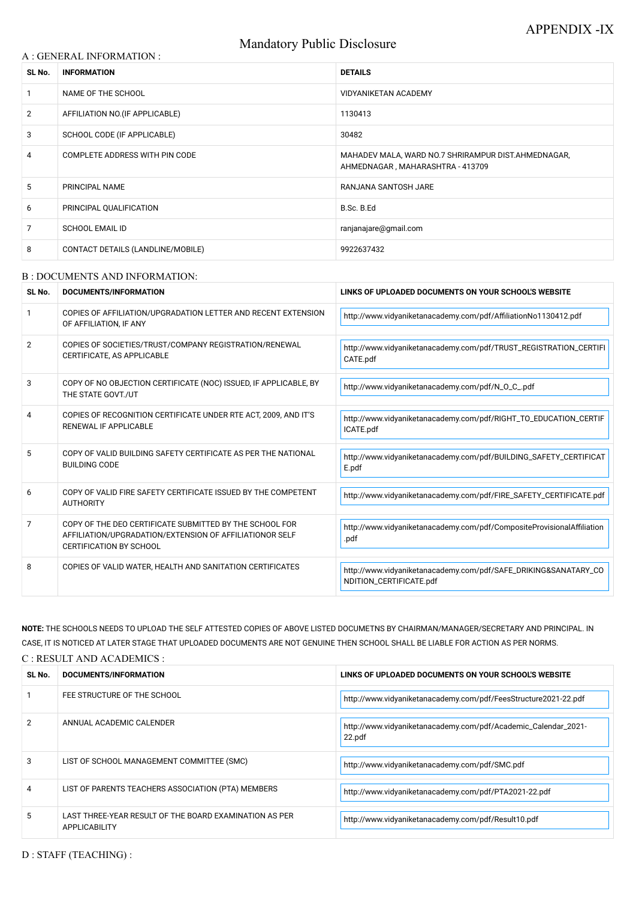APPENDIX -IX

# Mandatory Public Disclosure

## A : GENERAL INFORMATION :

| SL No. | INFORMATION | DETAILS |
|---|---|---|
| 1 | NAME OF THE SCHOOL | VIDYANIKETAN ACADEMY |
| 2 | AFFILIATION NO.(IF APPLICABLE) | 1130413 |
| 3 | SCHOOL CODE (IF APPLICABLE) | 30482 |
| 4 | COMPLETE ADDRESS WITH PIN CODE | MAHADEV MALA, WARD NO.7 SHRIRAMPUR DIST.AHMEDNAGAR, AHMEDNAGAR , MAHARASHTRA - 413709 |
| 5 | PRINCIPAL NAME | RANJANA SANTOSH JARE |
| 6 | PRINCIPAL QUALIFICATION | B.Sc. B.Ed |
| 7 | SCHOOL EMAIL ID | ranjanajare@gmail.com |
| 8 | CONTACT DETAILS (LANDLINE/MOBILE) | 9922637432 |

## B : DOCUMENTS AND INFORMATION:

| SL No. | DOCUMENTS/INFORMATION | LINKS OF UPLOADED DOCUMENTS ON YOUR SCHOOL'S WEBSITE |
|---|---|---|
| 1 | COPIES OF AFFILIATION/UPGRADATION LETTER AND RECENT EXTENSION OF AFFILIATION, IF ANY | http://www.vidyaniketanacademy.com/pdf/AffiliationNo1130412.pdf |
| 2 | COPIES OF SOCIETIES/TRUST/COMPANY REGISTRATION/RENEWAL CERTIFICATE, AS APPLICABLE | http://www.vidyaniketanacademy.com/pdf/TRUST_REGISTRATION_CERTIFICATE.pdf |
| 3 | COPY OF NO OBJECTION CERTIFICATE (NOC) ISSUED, IF APPLICABLE, BY THE STATE GOVT./UT | http://www.vidyaniketanacademy.com/pdf/N_O_C_.pdf |
| 4 | COPIES OF RECOGNITION CERTIFICATE UNDER RTE ACT, 2009, AND IT'S RENEWAL IF APPLICABLE | http://www.vidyaniketanacademy.com/pdf/RIGHT_TO_EDUCATION_CERTIFICATE.pdf |
| 5 | COPY OF VALID BUILDING SAFETY CERTIFICATE AS PER THE NATIONAL BUILDING CODE | http://www.vidyaniketanacademy.com/pdf/BUILDING_SAFETY_CERTIFICATE.pdf |
| 6 | COPY OF VALID FIRE SAFETY CERTIFICATE ISSUED BY THE COMPETENT AUTHORITY | http://www.vidyaniketanacademy.com/pdf/FIRE_SAFETY_CERTIFICATE.pdf |
| 7 | COPY OF THE DEO CERTIFICATE SUBMITTED BY THE SCHOOL FOR AFFILIATION/UPGRADATION/EXTENSION OF AFFILIATIONOR SELF CERTIFICATION BY SCHOOL | http://www.vidyaniketanacademy.com/pdf/CompositeProvisionalAffiliation.pdf |
| 8 | COPIES OF VALID WATER, HEALTH AND SANITATION CERTIFICATES | http://www.vidyaniketanacademy.com/pdf/SAFE_DRIKING&SANATARY_CONDITION_CERTIFICATE.pdf |

**NOTE:** THE SCHOOLS NEEDS TO UPLOAD THE SELF ATTESTED COPIES OF ABOVE LISTED DOCUMETNS BY CHAIRMAN/MANAGER/SECRETARY AND PRINCIPAL. IN CASE, IT IS NOTICED AT LATER STAGE THAT UPLOADED DOCUMENTS ARE NOT GENUINE THEN SCHOOL SHALL BE LIABLE FOR ACTION AS PER NORMS.

## C : RESULT AND ACADEMICS :

| SL No. | DOCUMENTS/INFORMATION | LINKS OF UPLOADED DOCUMENTS ON YOUR SCHOOL'S WEBSITE |
|---|---|---|
| 1 | FEE STRUCTURE OF THE SCHOOL | http://www.vidyaniketanacademy.com/pdf/FeesStructure2021-22.pdf |
| 2 | ANNUAL ACADEMIC CALENDER | http://www.vidyaniketanacademy.com/pdf/Academic_Calendar_2021-22.pdf |
| 3 | LIST OF SCHOOL MANAGEMENT COMMITTEE (SMC) | http://www.vidyaniketanacademy.com/pdf/SMC.pdf |
| 4 | LIST OF PARENTS TEACHERS ASSOCIATION (PTA) MEMBERS | http://www.vidyaniketanacademy.com/pdf/PTA2021-22.pdf |
| 5 | LAST THREE-YEAR RESULT OF THE BOARD EXAMINATION AS PER APPLICABLITY | http://www.vidyaniketanacademy.com/pdf/Result10.pdf |

## D : STAFF (TEACHING) :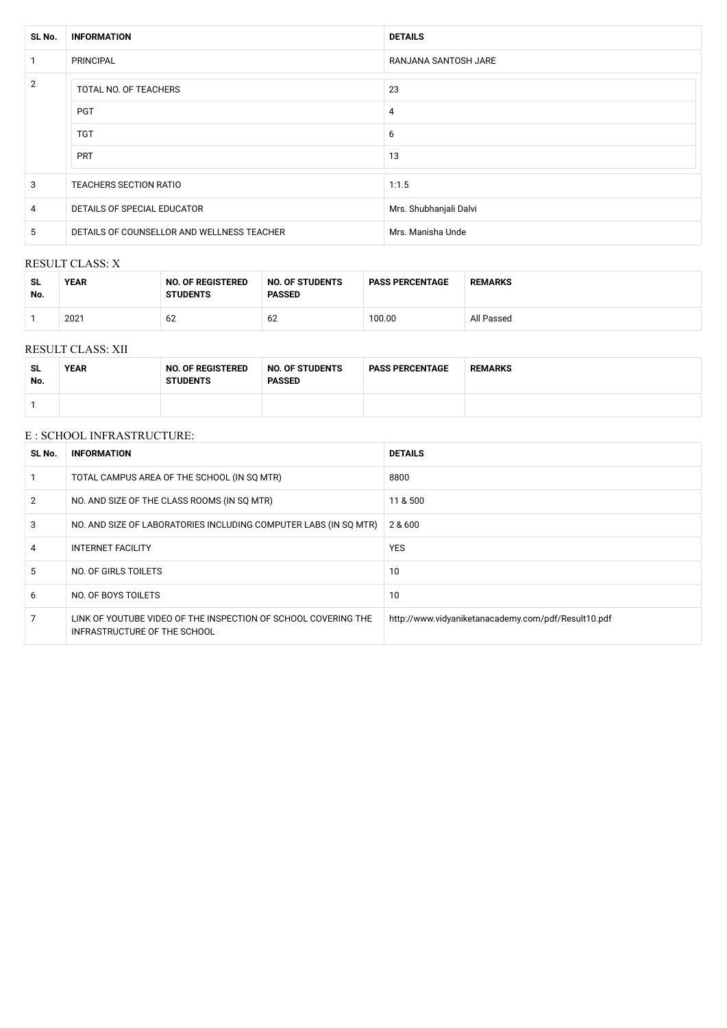| SL No. | INFORMATION | DETAILS |
|---|---|---|
| 1 | PRINCIPAL | RANJANA SANTOSH JARE |
| 2 | TOTAL NO. OF TEACHERS | 23 |
| | PGT | 4 |
| | TGT | 6 |
| | PRT | 13 |
| 3 | TEACHERS SECTION RATIO | 1:1.5 |
| 4 | DETAILS OF SPECIAL EDUCATOR | Mrs. Shubhanjali Dalvi |
| 5 | DETAILS OF COUNSELLOR AND WELLNESS TEACHER | Mrs. Manisha Unde |

RESULT CLASS: X

| SL No. | YEAR | NO. OF REGISTERED STUDENTS | NO. OF STUDENTS PASSED | PASS PERCENTAGE | REMARKS |
|---|---|---|---|---|---|
| 1 | 2021 | 62 | 62 | 100.00 | All Passed |

RESULT CLASS: XII

| SL No. | YEAR | NO. OF REGISTERED STUDENTS | NO. OF STUDENTS PASSED | PASS PERCENTAGE | REMARKS |
|---|---|---|---|---|---|
| 1 | | | | | |

E : SCHOOL INFRASTRUCTURE:

| SL No. | INFORMATION | DETAILS |
|---|---|---|
| 1 | TOTAL CAMPUS AREA OF THE SCHOOL (IN SQ MTR) | 8800 |
| 2 | NO. AND SIZE OF THE CLASS ROOMS (IN SQ MTR) | 11 & 500 |
| 3 | NO. AND SIZE OF LABORATORIES INCLUDING COMPUTER LABS (IN SQ MTR) | 2 & 600 |
| 4 | INTERNET FACILITY | YES |
| 5 | NO. OF GIRLS TOILETS | 10 |
| 6 | NO. OF BOYS TOILETS | 10 |
| 7 | LINK OF YOUTUBE VIDEO OF THE INSPECTION OF SCHOOL COVERING THE INFRASTRUCTURE OF THE SCHOOL | http://www.vidyaniketanacademy.com/pdf/Result10.pdf |